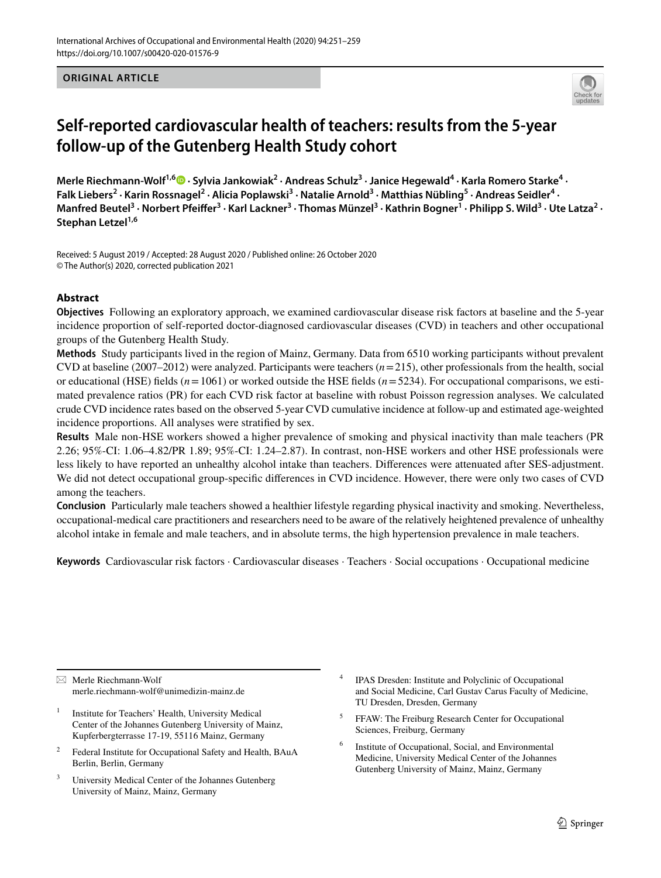ORIGINAL ARTICLE

# Self-reported cardiovascular health of teachers: results from the 5-year follow-up of the Gutenberg Health Study cohort

**Merle Riechmann-Wolf[1,6] · Sylvia Jankowiak[2] · Andreas Schulz[3] · Janice Hegewald[4] · Karla Romero Starke[4] · Falk Liebers[2] · Karin Rossnagel[2] · Alicia Poplawski[3] · Natalie Arnold[3] · Matthias Nübling[5] · Andreas Seidler[4] · Manfred Beutel[3] · Norbert Pfeiffer[3] · Karl Lackner[3] · Thomas Münzel[3] · Kathrin Bogner[1] · Philipp S. Wild[3] · Ute Latza[2] · Stephan Letzel[1,6]**

Received: 5 August 2019 / Accepted: 28 August 2020 / Published online: 26 October 2020
© The Author(s) 2020, corrected publication 2021

## Abstract

**Objectives** Following an exploratory approach, we examined cardiovascular disease risk factors at baseline and the 5-year incidence proportion of self-reported doctor-diagnosed cardiovascular diseases (CVD) in teachers and other occupational groups of the Gutenberg Health Study.

**Methods** Study participants lived in the region of Mainz, Germany. Data from 6510 working participants without prevalent CVD at baseline (2007–2012) were analyzed. Participants were teachers ($n = 215$), other professionals from the health, social or educational (HSE) fields ($n = 1061$) or worked outside the HSE fields ($n = 5234$). For occupational comparisons, we estimated prevalence ratios (PR) for each CVD risk factor at baseline with robust Poisson regression analyses. We calculated crude CVD incidence rates based on the observed 5-year CVD cumulative incidence at follow-up and estimated age-weighted incidence proportions. All analyses were stratified by sex.

**Results** Male non-HSE workers showed a higher prevalence of smoking and physical inactivity than male teachers (PR 2.26; 95%-CI: 1.06–4.82/PR 1.89; 95%-CI: 1.24–2.87). In contrast, non-HSE workers and other HSE professionals were less likely to have reported an unhealthy alcohol intake than teachers. Differences were attenuated after SES-adjustment. We did not detect occupational group-specific differences in CVD incidence. However, there were only two cases of CVD among the teachers.

**Conclusion** Particularly male teachers showed a healthier lifestyle regarding physical inactivity and smoking. Nevertheless, occupational-medical care practitioners and researchers need to be aware of the relatively heightened prevalence of unhealthy alcohol intake in female and male teachers, and in absolute terms, the high hypertension prevalence in male teachers.

**Keywords** Cardiovascular risk factors · Cardiovascular diseases · Teachers · Social occupations · Occupational medicine

---

✉ Merle Riechmann-Wolf
merle.riechmann-wolf@unimedizin-mainz.de

1 Institute for Teachers' Health, University Medical Center of the Johannes Gutenberg University of Mainz, Kupferbergterrasse 17-19, 55116 Mainz, Germany

2 Federal Institute for Occupational Safety and Health, BAuA Berlin, Berlin, Germany

3 University Medical Center of the Johannes Gutenberg University of Mainz, Mainz, Germany

4 IPAS Dresden: Institute and Polyclinic of Occupational and Social Medicine, Carl Gustav Carus Faculty of Medicine, TU Dresden, Dresden, Germany

5 FFAW: The Freiburg Research Center for Occupational Sciences, Freiburg, Germany

6 Institute of Occupational, Social, and Environmental Medicine, University Medical Center of the Johannes Gutenberg University of Mainz, Mainz, Germany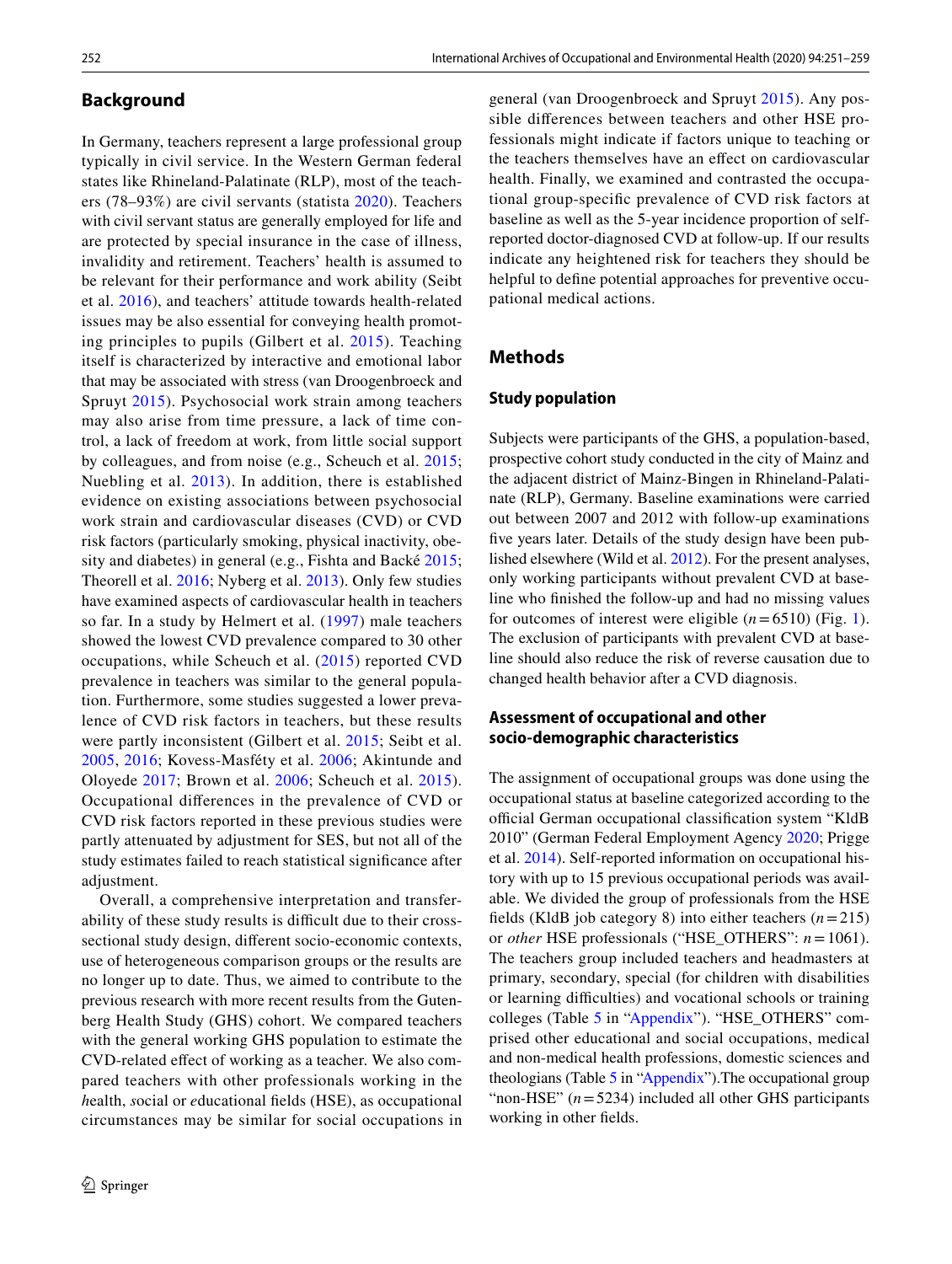## Background

In Germany, teachers represent a large professional group typically in civil service. In the Western German federal states like Rhineland-Palatinate (RLP), most of the teachers (78–93%) are civil servants (statista 2020). Teachers with civil servant status are generally employed for life and are protected by special insurance in the case of illness, invalidity and retirement. Teachers' health is assumed to be relevant for their performance and work ability (Seibt et al. 2016), and teachers' attitude towards health-related issues may be also essential for conveying health promoting principles to pupils (Gilbert et al. 2015). Teaching itself is characterized by interactive and emotional labor that may be associated with stress (van Droogenbroeck and Spruyt 2015). Psychosocial work strain among teachers may also arise from time pressure, a lack of time control, a lack of freedom at work, from little social support by colleagues, and from noise (e.g., Scheuch et al. 2015; Nuebling et al. 2013). In addition, there is established evidence on existing associations between psychosocial work strain and cardiovascular diseases (CVD) or CVD risk factors (particularly smoking, physical inactivity, obesity and diabetes) in general (e.g., Fishta and Backé 2015; Theorell et al. 2016; Nyberg et al. 2013). Only few studies have examined aspects of cardiovascular health in teachers so far. In a study by Helmert et al. (1997) male teachers showed the lowest CVD prevalence compared to 30 other occupations, while Scheuch et al. (2015) reported CVD prevalence in teachers was similar to the general population. Furthermore, some studies suggested a lower prevalence of CVD risk factors in teachers, but these results were partly inconsistent (Gilbert et al. 2015; Seibt et al. 2005, 2016; Kovess-Masféty et al. 2006; Akintunde and Oloyede 2017; Brown et al. 2006; Scheuch et al. 2015). Occupational differences in the prevalence of CVD or CVD risk factors reported in these previous studies were partly attenuated by adjustment for SES, but not all of the study estimates failed to reach statistical significance after adjustment.

Overall, a comprehensive interpretation and transferability of these study results is difficult due to their cross-sectional study design, different socio-economic contexts, use of heterogeneous comparison groups or the results are no longer up to date. Thus, we aimed to contribute to the previous research with more recent results from the Gutenberg Health Study (GHS) cohort. We compared teachers with the general working GHS population to estimate the CVD-related effect of working as a teacher. We also compared teachers with other professionals working in the *h*ealth, *s*ocial or *e*ducational fields (HSE), as occupational circumstances may be similar for social occupations in general (van Droogenbroeck and Spruyt 2015). Any possible differences between teachers and other HSE professionals might indicate if factors unique to teaching or the teachers themselves have an effect on cardiovascular health. Finally, we examined and contrasted the occupational group-specific prevalence of CVD risk factors at baseline as well as the 5-year incidence proportion of self-reported doctor-diagnosed CVD at follow-up. If our results indicate any heightened risk for teachers they should be helpful to define potential approaches for preventive occupational medical actions.

## Methods

### Study population

Subjects were participants of the GHS, a population-based, prospective cohort study conducted in the city of Mainz and the adjacent district of Mainz-Bingen in Rhineland-Palatinate (RLP), Germany. Baseline examinations were carried out between 2007 and 2012 with follow-up examinations five years later. Details of the study design have been published elsewhere (Wild et al. 2012). For the present analyses, only working participants without prevalent CVD at baseline who finished the follow-up and had no missing values for outcomes of interest were eligible ($n = 6510$) (Fig. 1). The exclusion of participants with prevalent CVD at baseline should also reduce the risk of reverse causation due to changed health behavior after a CVD diagnosis.

### Assessment of occupational and other socio-demographic characteristics

The assignment of occupational groups was done using the occupational status at baseline categorized according to the official German occupational classification system "KldB 2010" (German Federal Employment Agency 2020; Prigge et al. 2014). Self-reported information on occupational history with up to 15 previous occupational periods was available. We divided the group of professionals from the HSE fields (KldB job category 8) into either teachers ($n = 215$) or *other* HSE professionals ("HSE_OTHERS": $n = 1061$). The teachers group included teachers and headmasters at primary, secondary, special (for children with disabilities or learning difficulties) and vocational schools or training colleges (Table 5 in "Appendix"). "HSE_OTHERS" comprised other educational and social occupations, medical and non-medical health professions, domestic sciences and theologians (Table 5 in "Appendix").The occupational group "non-HSE" ($n = 5234$) included all other GHS participants working in other fields.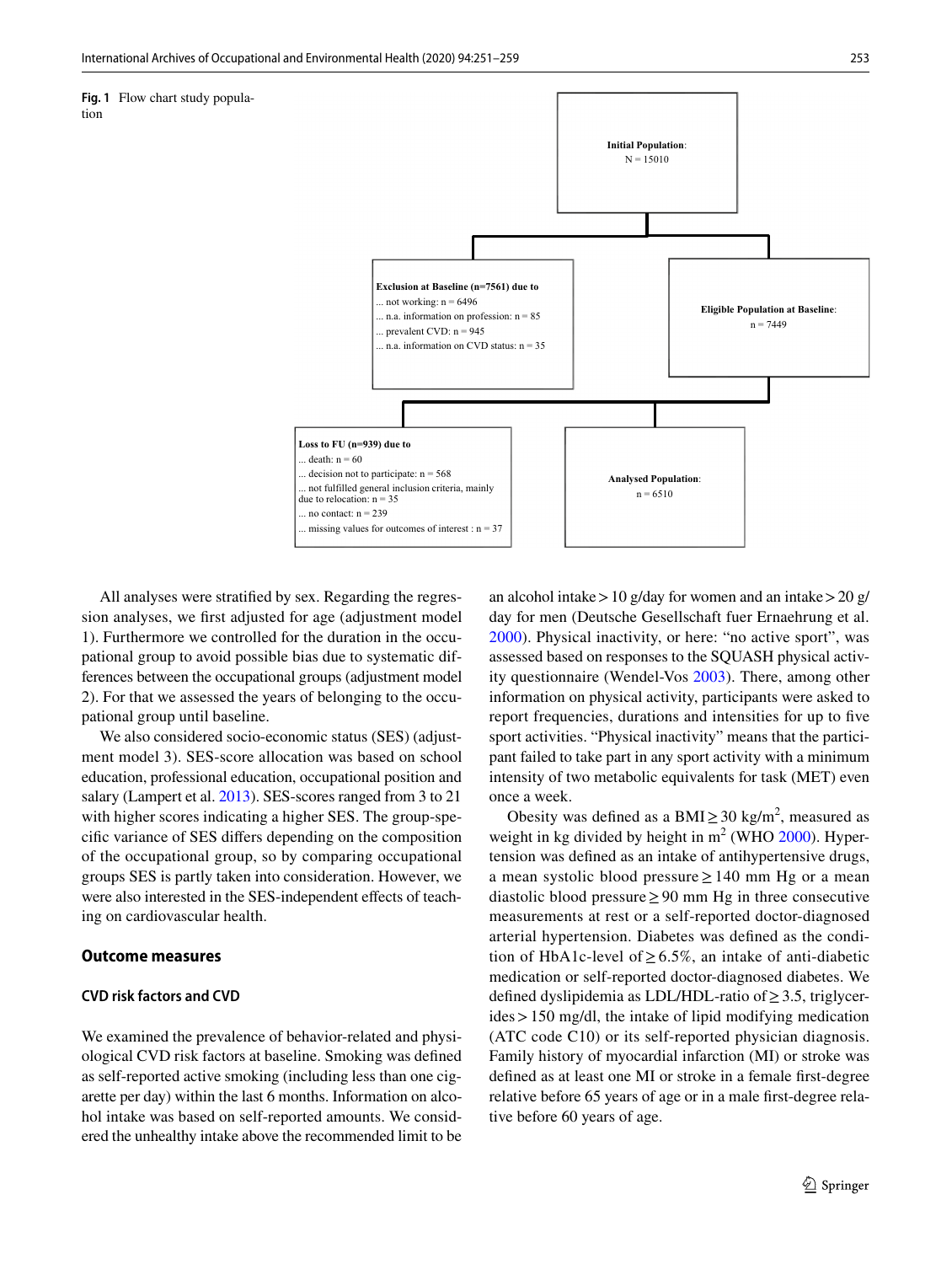**Fig. 1** Flow chart study population

**Initial Population**: N = 15010

**Exclusion at Baseline (n=7561) due to**
... not working: n = 6496
... n.a. information on profession: n = 85
... prevalent CVD: n = 945
... n.a. information on CVD status: n = 35

**Eligible Population at Baseline**: n = 7449

**Loss to FU (n=939) due to**
... death: n = 60
... decision not to participate: n = 568
... not fulfilled general inclusion criteria, mainly due to relocation: n = 35
... no contact: n = 239
... missing values for outcomes of interest : n = 37

**Analysed Population**: n = 6510

All analyses were stratified by sex. Regarding the regression analyses, we first adjusted for age (adjustment model 1). Furthermore we controlled for the duration in the occupational group to avoid possible bias due to systematic differences between the occupational groups (adjustment model 2). For that we assessed the years of belonging to the occupational group until baseline.

We also considered socio-economic status (SES) (adjustment model 3). SES-score allocation was based on school education, professional education, occupational position and salary (Lampert et al. 2013). SES-scores ranged from 3 to 21 with higher scores indicating a higher SES. The group-specific variance of SES differs depending on the composition of the occupational group, so by comparing occupational groups SES is partly taken into consideration. However, we were also interested in the SES-independent effects of teaching on cardiovascular health.

## Outcome measures

### CVD risk factors and CVD

We examined the prevalence of behavior-related and physiological CVD risk factors at baseline. Smoking was defined as self-reported active smoking (including less than one cigarette per day) within the last 6 months. Information on alcohol intake was based on self-reported amounts. We considered the unhealthy intake above the recommended limit to be an alcohol intake > 10 g/day for women and an intake > 20 g/day for men (Deutsche Gesellschaft fuer Ernaehrung et al. 2000). Physical inactivity, or here: "no active sport", was assessed based on responses to the SQUASH physical activity questionnaire (Wendel-Vos 2003). There, among other information on physical activity, participants were asked to report frequencies, durations and intensities for up to five sport activities. "Physical inactivity" means that the participant failed to take part in any sport activity with a minimum intensity of two metabolic equivalents for task (MET) even once a week.

Obesity was defined as a BMI ≥ 30 kg/m$^2$, measured as weight in kg divided by height in m$^2$ (WHO 2000). Hypertension was defined as an intake of antihypertensive drugs, a mean systolic blood pressure ≥ 140 mm Hg or a mean diastolic blood pressure ≥ 90 mm Hg in three consecutive measurements at rest or a self-reported doctor-diagnosed arterial hypertension. Diabetes was defined as the condition of HbA1c-level of ≥ 6.5%, an intake of anti-diabetic medication or self-reported doctor-diagnosed diabetes. We defined dyslipidemia as LDL/HDL-ratio of ≥ 3.5, triglycerides > 150 mg/dl, the intake of lipid modifying medication (ATC code C10) or its self-reported physician diagnosis. Family history of myocardial infarction (MI) or stroke was defined as at least one MI or stroke in a female first-degree relative before 65 years of age or in a male first-degree relative before 60 years of age.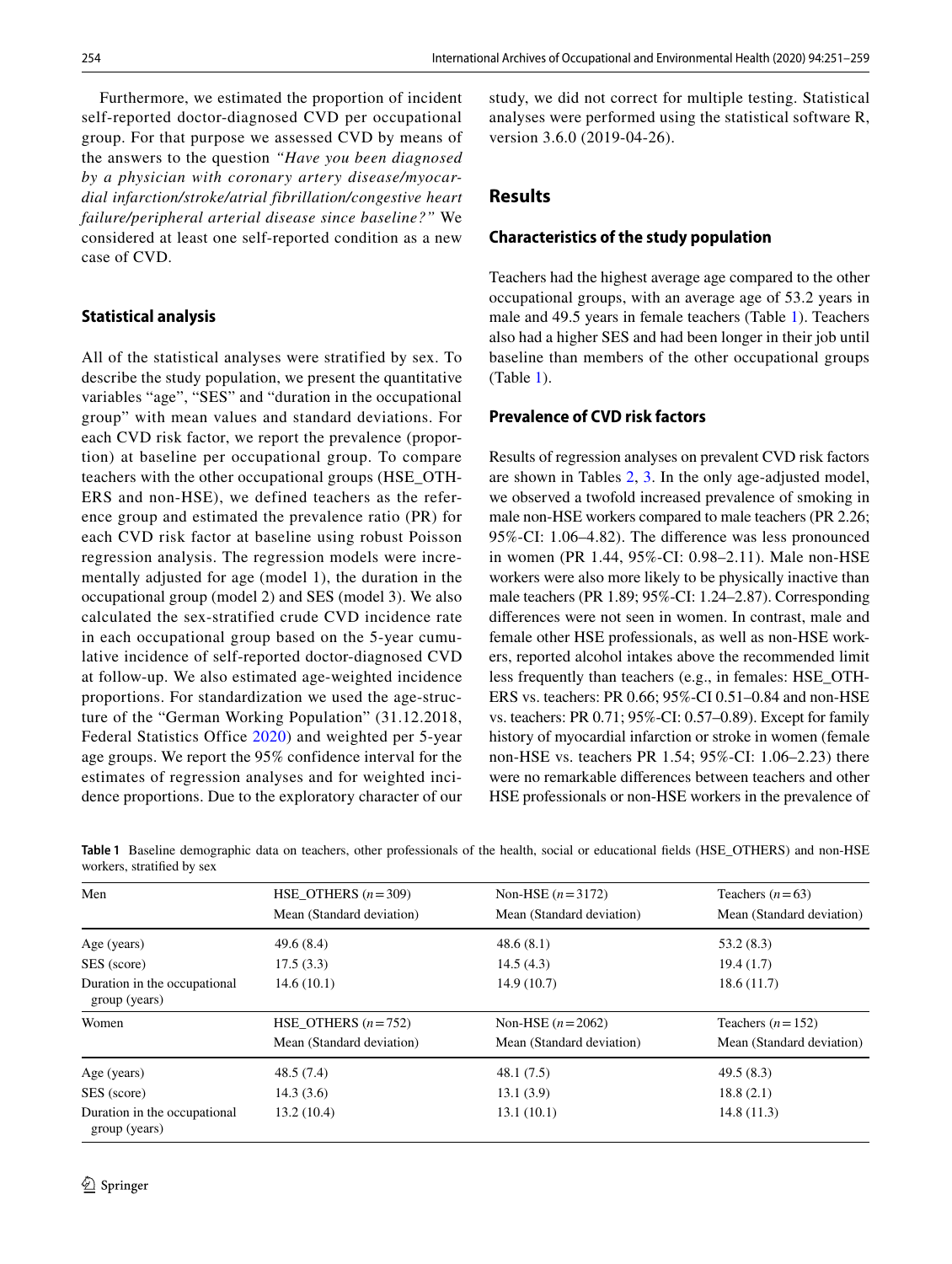Furthermore, we estimated the proportion of incident self-reported doctor-diagnosed CVD per occupational group. For that purpose we assessed CVD by means of the answers to the question *"Have you been diagnosed by a physician with coronary artery disease/myocardial infarction/stroke/atrial fibrillation/congestive heart failure/peripheral arterial disease since baseline?"* We considered at least one self-reported condition as a new case of CVD.

### Statistical analysis

All of the statistical analyses were stratified by sex. To describe the study population, we present the quantitative variables "age", "SES" and "duration in the occupational group" with mean values and standard deviations. For each CVD risk factor, we report the prevalence (proportion) at baseline per occupational group. To compare teachers with the other occupational groups (HSE_OTHERS and non-HSE), we defined teachers as the reference group and estimated the prevalence ratio (PR) for each CVD risk factor at baseline using robust Poisson regression analysis. The regression models were incrementally adjusted for age (model 1), the duration in the occupational group (model 2) and SES (model 3). We also calculated the sex-stratified crude CVD incidence rate in each occupational group based on the 5-year cumulative incidence of self-reported doctor-diagnosed CVD at follow-up. We also estimated age-weighted incidence proportions. For standardization we used the age-structure of the "German Working Population" (31.12.2018, Federal Statistics Office 2020) and weighted per 5-year age groups. We report the 95% confidence interval for the estimates of regression analyses and for weighted incidence proportions. Due to the exploratory character of our study, we did not correct for multiple testing. Statistical analyses were performed using the statistical software R, version 3.6.0 (2019-04-26).

## Results

### Characteristics of the study population

Teachers had the highest average age compared to the other occupational groups, with an average age of 53.2 years in male and 49.5 years in female teachers (Table 1). Teachers also had a higher SES and had been longer in their job until baseline than members of the other occupational groups (Table 1).

### Prevalence of CVD risk factors

Results of regression analyses on prevalent CVD risk factors are shown in Tables 2, 3. In the only age-adjusted model, we observed a twofold increased prevalence of smoking in male non-HSE workers compared to male teachers (PR 2.26; 95%-CI: 1.06–4.82). The difference was less pronounced in women (PR 1.44, 95%-CI: 0.98–2.11). Male non-HSE workers were also more likely to be physically inactive than male teachers (PR 1.89; 95%-CI: 1.24–2.87). Corresponding differences were not seen in women. In contrast, male and female other HSE professionals, as well as non-HSE workers, reported alcohol intakes above the recommended limit less frequently than teachers (e.g., in females: HSE_OTHERS vs. teachers: PR 0.66; 95%-CI 0.51–0.84 and non-HSE vs. teachers: PR 0.71; 95%-CI: 0.57–0.89). Except for family history of myocardial infarction or stroke in women (female non-HSE vs. teachers PR 1.54; 95%-CI: 1.06–2.23) there were no remarkable differences between teachers and other HSE professionals or non-HSE workers in the prevalence of

**Table 1** Baseline demographic data on teachers, other professionals of the health, social or educational fields (HSE_OTHERS) and non-HSE workers, stratified by sex

| Men | HSE_OTHERS ($n = 309$) | Non-HSE ($n = 3172$) | Teachers ($n = 63$) |
|---|---|---|---|
| | Mean (Standard deviation) | Mean (Standard deviation) | Mean (Standard deviation) |
| Age (years) | 49.6 (8.4) | 48.6 (8.1) | 53.2 (8.3) |
| SES (score) | 17.5 (3.3) | 14.5 (4.3) | 19.4 (1.7) |
| Duration in the occupational group (years) | 14.6 (10.1) | 14.9 (10.7) | 18.6 (11.7) |
| **Women** | **HSE_OTHERS ($n = 752$)** | **Non-HSE ($n = 2062$)** | **Teachers ($n = 152$)** |
| | Mean (Standard deviation) | Mean (Standard deviation) | Mean (Standard deviation) |
| Age (years) | 48.5 (7.4) | 48.1 (7.5) | 49.5 (8.3) |
| SES (score) | 14.3 (3.6) | 13.1 (3.9) | 18.8 (2.1) |
| Duration in the occupational group (years) | 13.2 (10.4) | 13.1 (10.1) | 14.8 (11.3) |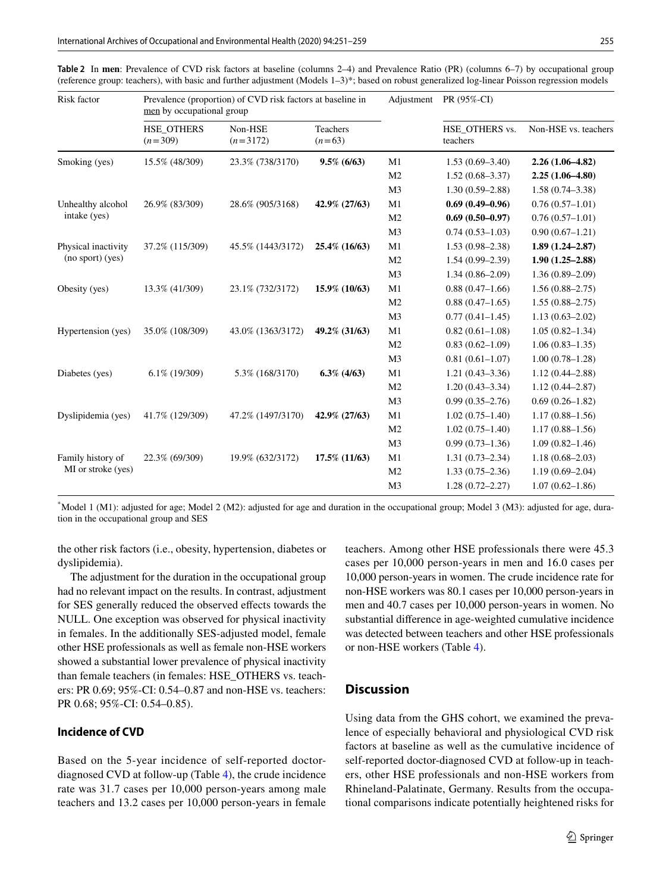**Table 2** In **men**: Prevalence of CVD risk factors at baseline (columns 2–4) and Prevalence Ratio (PR) (columns 6–7) by occupational group (reference group: teachers), with basic and further adjustment (Models 1–3)*; based on robust generalized log-linear Poisson regression models

| Risk factor | Prevalence (proportion) of CVD risk factors at baseline in men by occupational group | | | Adjustment | PR (95%-CI) | |
|---|---|---|---|---|---|---|
| | HSE_OTHERS (n = 309) | Non-HSE (n = 3172) | Teachers (n = 63) | | HSE_OTHERS vs. teachers | Non-HSE vs. teachers |
| Smoking (yes) | 15.5% (48/309) | 23.3% (738/3170) | **9.5% (6/63)** | M1 | 1.53 (0.69–3.40) | **2.26 (1.06–4.82)** |
| | | | | M2 | 1.52 (0.68–3.37) | **2.25 (1.06–4.80)** |
| | | | | M3 | 1.30 (0.59–2.88) | 1.58 (0.74–3.38) |
| Unhealthy alcohol intake (yes) | 26.9% (83/309) | 28.6% (905/3168) | **42.9% (27/63)** | M1 | **0.69 (0.49–0.96)** | 0.76 (0.57–1.01) |
| | | | | M2 | **0.69 (0.50–0.97)** | 0.76 (0.57–1.01) |
| | | | | M3 | 0.74 (0.53–1.03) | 0.90 (0.67–1.21) |
| Physical inactivity (no sport) (yes) | 37.2% (115/309) | 45.5% (1443/3172) | **25.4% (16/63)** | M1 | 1.53 (0.98–2.38) | **1.89 (1.24–2.87)** |
| | | | | M2 | 1.54 (0.99–2.39) | **1.90 (1.25–2.88)** |
| | | | | M3 | 1.34 (0.86–2.09) | 1.36 (0.89–2.09) |
| Obesity (yes) | 13.3% (41/309) | 23.1% (732/3172) | **15.9% (10/63)** | M1 | 0.88 (0.47–1.66) | 1.56 (0.88–2.75) |
| | | | | M2 | 0.88 (0.47–1.65) | 1.55 (0.88–2.75) |
| | | | | M3 | 0.77 (0.41–1.45) | 1.13 (0.63–2.02) |
| Hypertension (yes) | 35.0% (108/309) | 43.0% (1363/3172) | **49.2% (31/63)** | M1 | 0.82 (0.61–1.08) | 1.05 (0.82–1.34) |
| | | | | M2 | 0.83 (0.62–1.09) | 1.06 (0.83–1.35) |
| | | | | M3 | 0.81 (0.61–1.07) | 1.00 (0.78–1.28) |
| Diabetes (yes) | 6.1% (19/309) | 5.3% (168/3170) | **6.3% (4/63)** | M1 | 1.21 (0.43–3.36) | 1.12 (0.44–2.88) |
| | | | | M2 | 1.20 (0.43–3.34) | 1.12 (0.44–2.87) |
| | | | | M3 | 0.99 (0.35–2.76) | 0.69 (0.26–1.82) |
| Dyslipidemia (yes) | 41.7% (129/309) | 47.2% (1497/3170) | **42.9% (27/63)** | M1 | 1.02 (0.75–1.40) | 1.17 (0.88–1.56) |
| | | | | M2 | 1.02 (0.75–1.40) | 1.17 (0.88–1.56) |
| | | | | M3 | 0.99 (0.73–1.36) | 1.09 (0.82–1.46) |
| Family history of MI or stroke (yes) | 22.3% (69/309) | 19.9% (632/3172) | **17.5% (11/63)** | M1 | 1.31 (0.73–2.34) | 1.18 (0.68–2.03) |
| | | | | M2 | 1.33 (0.75–2.36) | 1.19 (0.69–2.04) |
| | | | | M3 | 1.28 (0.72–2.27) | 1.07 (0.62–1.86) |

*Model 1 (M1): adjusted for age; Model 2 (M2): adjusted for age and duration in the occupational group; Model 3 (M3): adjusted for age, duration in the occupational group and SES

the other risk factors (i.e., obesity, hypertension, diabetes or dyslipidemia).

The adjustment for the duration in the occupational group had no relevant impact on the results. In contrast, adjustment for SES generally reduced the observed effects towards the NULL. One exception was observed for physical inactivity in females. In the additionally SES-adjusted model, female other HSE professionals as well as female non-HSE workers showed a substantial lower prevalence of physical inactivity than female teachers (in females: HSE_OTHERS vs. teachers: PR 0.69; 95%-CI: 0.54–0.87 and non-HSE vs. teachers: PR 0.68; 95%-CI: 0.54–0.85).

### Incidence of CVD

Based on the 5-year incidence of self-reported doctor-diagnosed CVD at follow-up (Table 4), the crude incidence rate was 31.7 cases per 10,000 person-years among male teachers and 13.2 cases per 10,000 person-years in female teachers. Among other HSE professionals there were 45.3 cases per 10,000 person-years in men and 16.0 cases per 10,000 person-years in women. The crude incidence rate for non-HSE workers was 80.1 cases per 10,000 person-years in men and 40.7 cases per 10,000 person-years in women. No substantial difference in age-weighted cumulative incidence was detected between teachers and other HSE professionals or non-HSE workers (Table 4).

## Discussion

Using data from the GHS cohort, we examined the prevalence of especially behavioral and physiological CVD risk factors at baseline as well as the cumulative incidence of self-reported doctor-diagnosed CVD at follow-up in teachers, other HSE professionals and non-HSE workers from Rhineland-Palatinate, Germany. Results from the occupational comparisons indicate potentially heightened risks for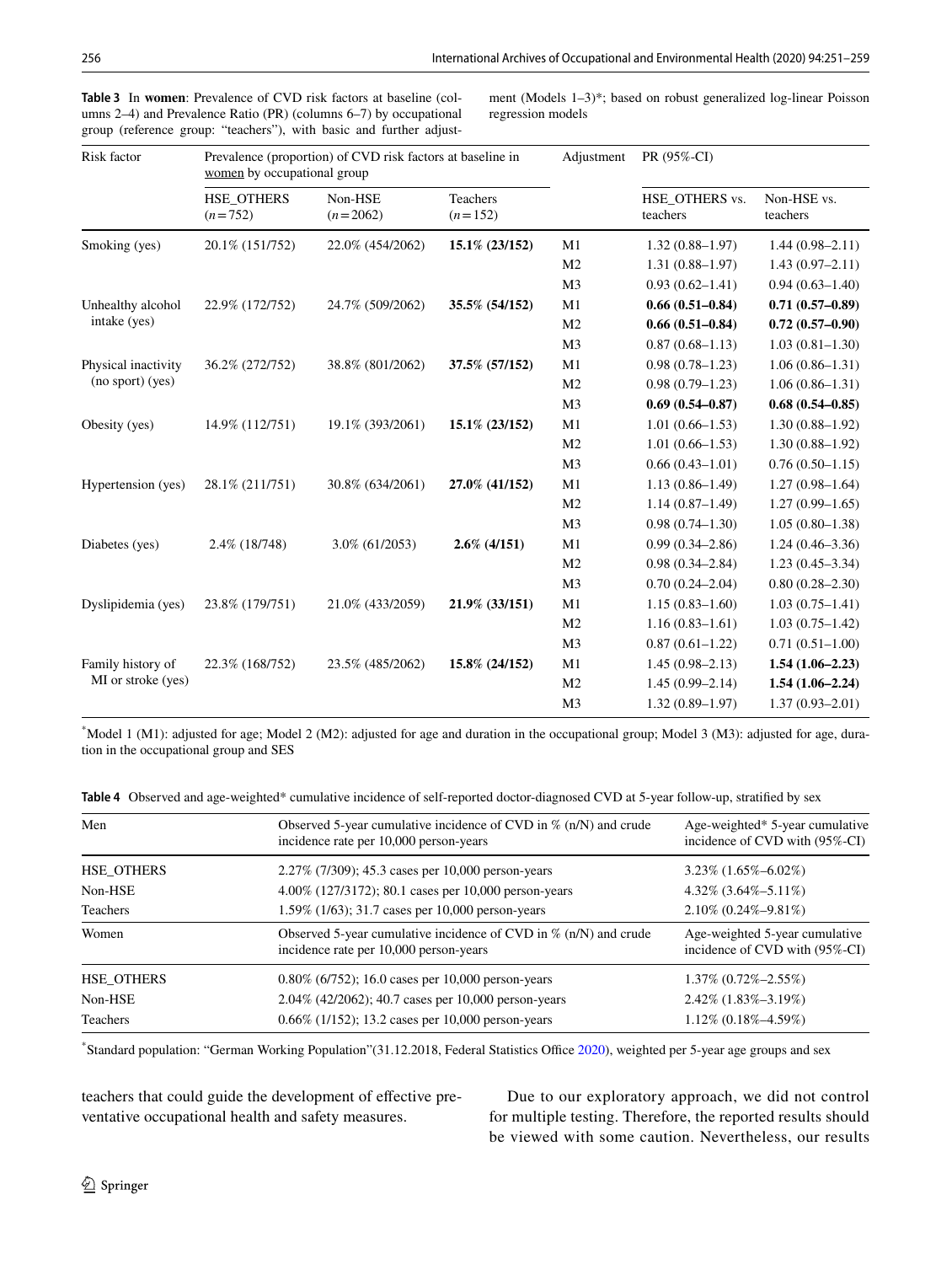**Table 3** In **women**: Prevalence of CVD risk factors at baseline (columns 2–4) and Prevalence Ratio (PR) (columns 6–7) by occupational group (reference group: "teachers"), with basic and further adjustment (Models 1–3)*; based on robust generalized log-linear Poisson regression models

| Risk factor | Prevalence (proportion) of CVD risk factors at baseline in women by occupational group | | | Adjustment | PR (95%-CI) | |
|---|---|---|---|---|---|---|
| | HSE_OTHERS (n = 752) | Non-HSE (n = 2062) | Teachers (n = 152) | | HSE_OTHERS vs. teachers | Non-HSE vs. teachers |
| Smoking (yes) | 20.1% (151/752) | 22.0% (454/2062) | **15.1% (23/152)** | M1 | 1.32 (0.88–1.97) | 1.44 (0.98–2.11) |
| | | | | M2 | 1.31 (0.88–1.97) | 1.43 (0.97–2.11) |
| | | | | M3 | 0.93 (0.62–1.41) | 0.94 (0.63–1.40) |
| Unhealthy alcohol intake (yes) | 22.9% (172/752) | 24.7% (509/2062) | **35.5% (54/152)** | M1 | **0.66 (0.51–0.84)** | **0.71 (0.57–0.89)** |
| | | | | M2 | **0.66 (0.51–0.84)** | **0.72 (0.57–0.90)** |
| | | | | M3 | 0.87 (0.68–1.13) | 1.03 (0.81–1.30) |
| Physical inactivity (no sport) (yes) | 36.2% (272/752) | 38.8% (801/2062) | **37.5% (57/152)** | M1 | 0.98 (0.78–1.23) | 1.06 (0.86–1.31) |
| | | | | M2 | 0.98 (0.79–1.23) | 1.06 (0.86–1.31) |
| | | | | M3 | **0.69 (0.54–0.87)** | **0.68 (0.54–0.85)** |
| Obesity (yes) | 14.9% (112/751) | 19.1% (393/2061) | **15.1% (23/152)** | M1 | 1.01 (0.66–1.53) | 1.30 (0.88–1.92) |
| | | | | M2 | 1.01 (0.66–1.53) | 1.30 (0.88–1.92) |
| | | | | M3 | 0.66 (0.43–1.01) | 0.76 (0.50–1.15) |
| Hypertension (yes) | 28.1% (211/751) | 30.8% (634/2061) | **27.0% (41/152)** | M1 | 1.13 (0.86–1.49) | 1.27 (0.98–1.64) |
| | | | | M2 | 1.14 (0.87–1.49) | 1.27 (0.99–1.65) |
| | | | | M3 | 0.98 (0.74–1.30) | 1.05 (0.80–1.38) |
| Diabetes (yes) | 2.4% (18/748) | 3.0% (61/2053) | **2.6% (4/151)** | M1 | 0.99 (0.34–2.86) | 1.24 (0.46–3.36) |
| | | | | M2 | 0.98 (0.34–2.84) | 1.23 (0.45–3.34) |
| | | | | M3 | 0.70 (0.24–2.04) | 0.80 (0.28–2.30) |
| Dyslipidemia (yes) | 23.8% (179/751) | 21.0% (433/2059) | **21.9% (33/151)** | M1 | 1.15 (0.83–1.60) | 1.03 (0.75–1.41) |
| | | | | M2 | 1.16 (0.83–1.61) | 1.03 (0.75–1.42) |
| | | | | M3 | 0.87 (0.61–1.22) | 0.71 (0.51–1.00) |
| Family history of MI or stroke (yes) | 22.3% (168/752) | 23.5% (485/2062) | **15.8% (24/152)** | M1 | 1.45 (0.98–2.13) | **1.54 (1.06–2.23)** |
| | | | | M2 | 1.45 (0.99–2.14) | **1.54 (1.06–2.24)** |
| | | | | M3 | 1.32 (0.89–1.97) | 1.37 (0.93–2.01) |

*Model 1 (M1): adjusted for age; Model 2 (M2): adjusted for age and duration in the occupational group; Model 3 (M3): adjusted for age, duration in the occupational group and SES

**Table 4** Observed and age-weighted* cumulative incidence of self-reported doctor-diagnosed CVD at 5-year follow-up, stratified by sex

| Men | Observed 5-year cumulative incidence of CVD in % (n/N) and crude incidence rate per 10,000 person-years | Age-weighted* 5-year cumulative incidence of CVD with (95%-CI) |
|---|---|---|
| HSE_OTHERS | 2.27% (7/309); 45.3 cases per 10,000 person-years | 3.23% (1.65%–6.02%) |
| Non-HSE | 4.00% (127/3172); 80.1 cases per 10,000 person-years | 4.32% (3.64%–5.11%) |
| Teachers | 1.59% (1/63); 31.7 cases per 10,000 person-years | 2.10% (0.24%–9.81%) |
| **Women** | **Observed 5-year cumulative incidence of CVD in % (n/N) and crude incidence rate per 10,000 person-years** | **Age-weighted 5-year cumulative incidence of CVD with (95%-CI)** |
| HSE_OTHERS | 0.80% (6/752); 16.0 cases per 10,000 person-years | 1.37% (0.72%–2.55%) |
| Non-HSE | 2.04% (42/2062); 40.7 cases per 10,000 person-years | 2.42% (1.83%–3.19%) |
| Teachers | 0.66% (1/152); 13.2 cases per 10,000 person-years | 1.12% (0.18%–4.59%) |

*Standard population: "German Working Population"(31.12.2018, Federal Statistics Office 2020), weighted per 5-year age groups and sex

teachers that could guide the development of effective preventative occupational health and safety measures.

Due to our exploratory approach, we did not control for multiple testing. Therefore, the reported results should be viewed with some caution. Nevertheless, our results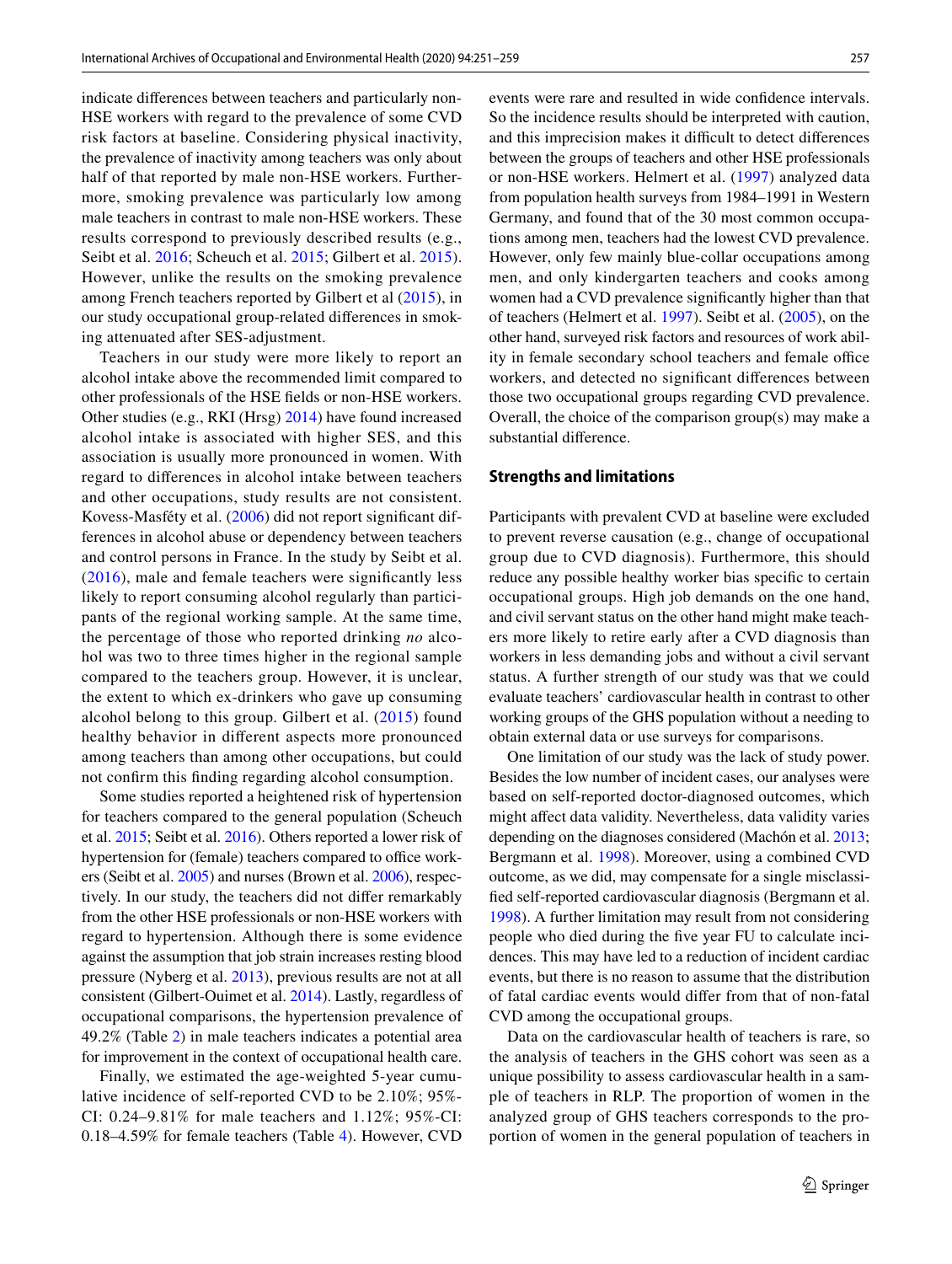indicate differences between teachers and particularly non-HSE workers with regard to the prevalence of some CVD risk factors at baseline. Considering physical inactivity, the prevalence of inactivity among teachers was only about half of that reported by male non-HSE workers. Furthermore, smoking prevalence was particularly low among male teachers in contrast to male non-HSE workers. These results correspond to previously described results (e.g., Seibt et al. 2016; Scheuch et al. 2015; Gilbert et al. 2015). However, unlike the results on the smoking prevalence among French teachers reported by Gilbert et al (2015), in our study occupational group-related differences in smoking attenuated after SES-adjustment.

Teachers in our study were more likely to report an alcohol intake above the recommended limit compared to other professionals of the HSE fields or non-HSE workers. Other studies (e.g., RKI (Hrsg) 2014) have found increased alcohol intake is associated with higher SES, and this association is usually more pronounced in women. With regard to differences in alcohol intake between teachers and other occupations, study results are not consistent. Kovess-Masféty et al. (2006) did not report significant differences in alcohol abuse or dependency between teachers and control persons in France. In the study by Seibt et al. (2016), male and female teachers were significantly less likely to report consuming alcohol regularly than participants of the regional working sample. At the same time, the percentage of those who reported drinking *no* alcohol was two to three times higher in the regional sample compared to the teachers group. However, it is unclear, the extent to which ex-drinkers who gave up consuming alcohol belong to this group. Gilbert et al. (2015) found healthy behavior in different aspects more pronounced among teachers than among other occupations, but could not confirm this finding regarding alcohol consumption.

Some studies reported a heightened risk of hypertension for teachers compared to the general population (Scheuch et al. 2015; Seibt et al. 2016). Others reported a lower risk of hypertension for (female) teachers compared to office workers (Seibt et al. 2005) and nurses (Brown et al. 2006), respectively. In our study, the teachers did not differ remarkably from the other HSE professionals or non-HSE workers with regard to hypertension. Although there is some evidence against the assumption that job strain increases resting blood pressure (Nyberg et al. 2013), previous results are not at all consistent (Gilbert-Ouimet et al. 2014). Lastly, regardless of occupational comparisons, the hypertension prevalence of 49.2% (Table 2) in male teachers indicates a potential area for improvement in the context of occupational health care.

Finally, we estimated the age-weighted 5-year cumulative incidence of self-reported CVD to be 2.10%; 95%-CI: 0.24–9.81% for male teachers and 1.12%; 95%-CI: 0.18–4.59% for female teachers (Table 4). However, CVD events were rare and resulted in wide confidence intervals. So the incidence results should be interpreted with caution, and this imprecision makes it difficult to detect differences between the groups of teachers and other HSE professionals or non-HSE workers. Helmert et al. (1997) analyzed data from population health surveys from 1984–1991 in Western Germany, and found that of the 30 most common occupations among men, teachers had the lowest CVD prevalence. However, only few mainly blue-collar occupations among men, and only kindergarten teachers and cooks among women had a CVD prevalence significantly higher than that of teachers (Helmert et al. 1997). Seibt et al. (2005), on the other hand, surveyed risk factors and resources of work ability in female secondary school teachers and female office workers, and detected no significant differences between those two occupational groups regarding CVD prevalence. Overall, the choice of the comparison group(s) may make a substantial difference.

## Strengths and limitations

Participants with prevalent CVD at baseline were excluded to prevent reverse causation (e.g., change of occupational group due to CVD diagnosis). Furthermore, this should reduce any possible healthy worker bias specific to certain occupational groups. High job demands on the one hand, and civil servant status on the other hand might make teachers more likely to retire early after a CVD diagnosis than workers in less demanding jobs and without a civil servant status. A further strength of our study was that we could evaluate teachers' cardiovascular health in contrast to other working groups of the GHS population without a needing to obtain external data or use surveys for comparisons.

One limitation of our study was the lack of study power. Besides the low number of incident cases, our analyses were based on self-reported doctor-diagnosed outcomes, which might affect data validity. Nevertheless, data validity varies depending on the diagnoses considered (Machón et al. 2013; Bergmann et al. 1998). Moreover, using a combined CVD outcome, as we did, may compensate for a single misclassified self-reported cardiovascular diagnosis (Bergmann et al. 1998). A further limitation may result from not considering people who died during the five year FU to calculate incidences. This may have led to a reduction of incident cardiac events, but there is no reason to assume that the distribution of fatal cardiac events would differ from that of non-fatal CVD among the occupational groups.

Data on the cardiovascular health of teachers is rare, so the analysis of teachers in the GHS cohort was seen as a unique possibility to assess cardiovascular health in a sample of teachers in RLP. The proportion of women in the analyzed group of GHS teachers corresponds to the proportion of women in the general population of teachers in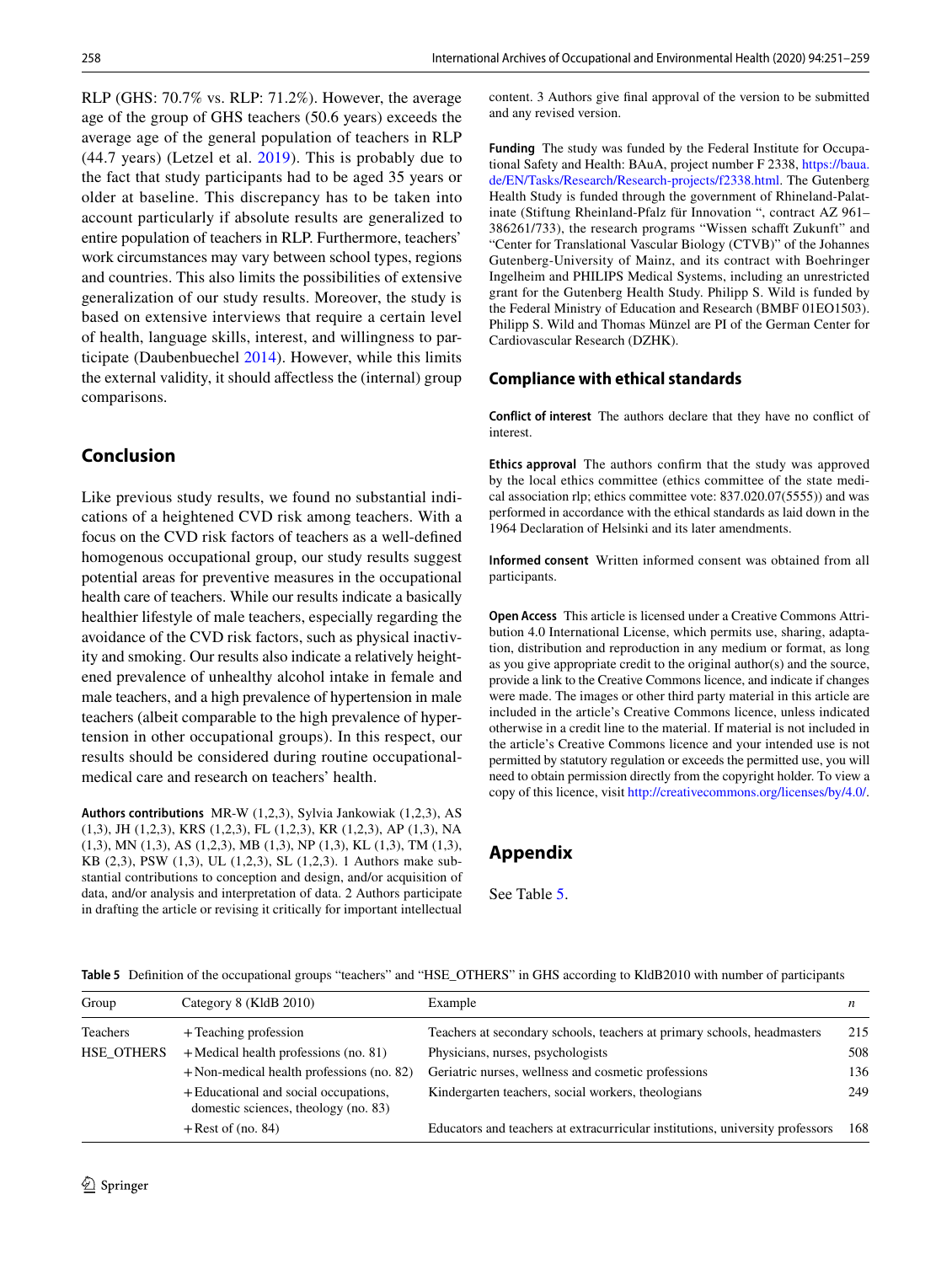RLP (GHS: 70.7% vs. RLP: 71.2%). However, the average age of the group of GHS teachers (50.6 years) exceeds the average age of the general population of teachers in RLP (44.7 years) (Letzel et al. 2019). This is probably due to the fact that study participants had to be aged 35 years or older at baseline. This discrepancy has to be taken into account particularly if absolute results are generalized to entire population of teachers in RLP. Furthermore, teachers' work circumstances may vary between school types, regions and countries. This also limits the possibilities of extensive generalization of our study results. Moreover, the study is based on extensive interviews that require a certain level of health, language skills, interest, and willingness to participate (Daubenbuechel 2014). However, while this limits the external validity, it should affectless the (internal) group comparisons.

## Conclusion

Like previous study results, we found no substantial indications of a heightened CVD risk among teachers. With a focus on the CVD risk factors of teachers as a well-defined homogenous occupational group, our study results suggest potential areas for preventive measures in the occupational health care of teachers. While our results indicate a basically healthier lifestyle of male teachers, especially regarding the avoidance of the CVD risk factors, such as physical inactivity and smoking. Our results also indicate a relatively heightened prevalence of unhealthy alcohol intake in female and male teachers, and a high prevalence of hypertension in male teachers (albeit comparable to the high prevalence of hypertension in other occupational groups). In this respect, our results should be considered during routine occupational-medical care and research on teachers' health.

**Authors contributions** MR-W (1,2,3), Sylvia Jankowiak (1,2,3), AS (1,3), JH (1,2,3), KRS (1,2,3), FL (1,2,3), KR (1,2,3), AP (1,3), NA (1,3), MN (1,3), AS (1,2,3), MB (1,3), NP (1,3), KL (1,3), TM (1,3), KB (2,3), PSW (1,3), UL (1,2,3), SL (1,2,3). 1 Authors make substantial contributions to conception and design, and/or acquisition of data, and/or analysis and interpretation of data. 2 Authors participate in drafting the article or revising it critically for important intellectual content. 3 Authors give final approval of the version to be submitted and any revised version.

**Funding** The study was funded by the Federal Institute for Occupational Safety and Health: BAuA, project number F 2338, https://baua.de/EN/Tasks/Research/Research-projects/f2338.html. The Gutenberg Health Study is funded through the government of Rhineland-Palatinate (Stiftung Rheinland-Pfalz für Innovation ", contract AZ 961–386261/733), the research programs "Wissen schafft Zukunft" and "Center for Translational Vascular Biology (CTVB)" of the Johannes Gutenberg-University of Mainz, and its contract with Boehringer Ingelheim and PHILIPS Medical Systems, including an unrestricted grant for the Gutenberg Health Study. Philipp S. Wild is funded by the Federal Ministry of Education and Research (BMBF 01EO1503). Philipp S. Wild and Thomas Münzel are PI of the German Center for Cardiovascular Research (DZHK).

### Compliance with ethical standards

**Conflict of interest** The authors declare that they have no conflict of interest.

**Ethics approval** The authors confirm that the study was approved by the local ethics committee (ethics committee of the state medical association rlp; ethics committee vote: 837.020.07(5555)) and was performed in accordance with the ethical standards as laid down in the 1964 Declaration of Helsinki and its later amendments.

**Informed consent** Written informed consent was obtained from all participants.

**Open Access** This article is licensed under a Creative Commons Attribution 4.0 International License, which permits use, sharing, adaptation, distribution and reproduction in any medium or format, as long as you give appropriate credit to the original author(s) and the source, provide a link to the Creative Commons licence, and indicate if changes were made. The images or other third party material in this article are included in the article's Creative Commons licence, unless indicated otherwise in a credit line to the material. If material is not included in the article's Creative Commons licence and your intended use is not permitted by statutory regulation or exceeds the permitted use, you will need to obtain permission directly from the copyright holder. To view a copy of this licence, visit http://creativecommons.org/licenses/by/4.0/.

## Appendix

See Table 5.

**Table 5** Definition of the occupational groups "teachers" and "HSE_OTHERS" in GHS according to KldB2010 with number of participants

| Group | Category 8 (KldB 2010) | Example | *n* |
|---|---|---|---|
| Teachers | + Teaching profession | Teachers at secondary schools, teachers at primary schools, headmasters | 215 |
| HSE_OTHERS | + Medical health professions (no. 81) | Physicians, nurses, psychologists | 508 |
| | + Non-medical health professions (no. 82) | Geriatric nurses, wellness and cosmetic professions | 136 |
| | + Educational and social occupations, domestic sciences, theology (no. 83) | Kindergarten teachers, social workers, theologians | 249 |
| | + Rest of (no. 84) | Educators and teachers at extracurricular institutions, university professors | 168 |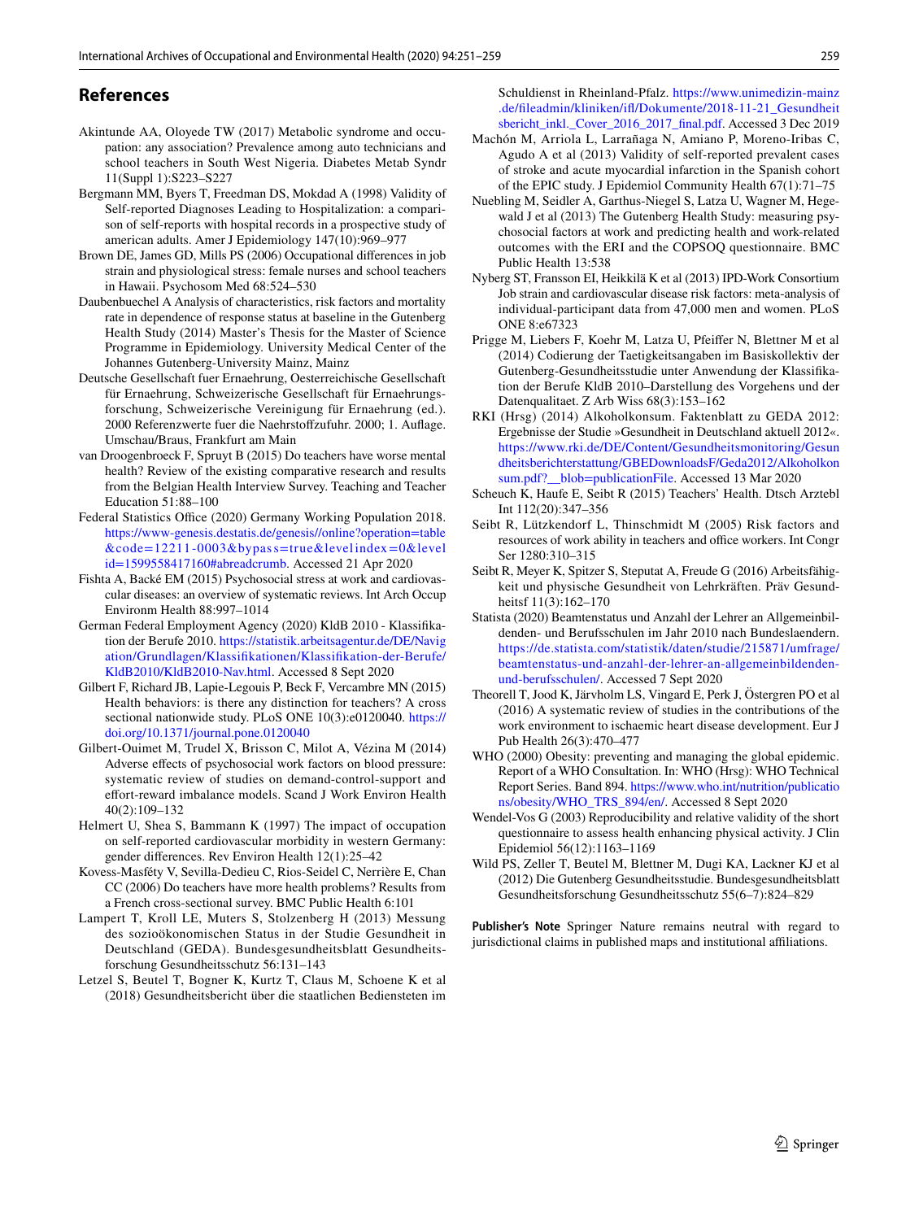## References

Akintunde AA, Oloyede TW (2017) Metabolic syndrome and occupation: any association? Prevalence among auto technicians and school teachers in South West Nigeria. Diabetes Metab Syndr 11(Suppl 1):S223–S227

Bergmann MM, Byers T, Freedman DS, Mokdad A (1998) Validity of Self-reported Diagnoses Leading to Hospitalization: a comparison of self-reports with hospital records in a prospective study of american adults. Amer J Epidemiology 147(10):969–977

Brown DE, James GD, Mills PS (2006) Occupational differences in job strain and physiological stress: female nurses and school teachers in Hawaii. Psychosom Med 68:524–530

Daubenbuechel A Analysis of characteristics, risk factors and mortality rate in dependence of response status at baseline in the Gutenberg Health Study (2014) Master's Thesis for the Master of Science Programme in Epidemiology. University Medical Center of the Johannes Gutenberg-University Mainz, Mainz

Deutsche Gesellschaft fuer Ernaehrung, Oesterreichische Gesellschaft für Ernaehrung, Schweizerische Gesellschaft für Ernaehrungsforschung, Schweizerische Vereinigung für Ernaehrung (ed.). 2000 Referenzwerte fuer die Naehrstoffzufuhr. 2000; 1. Auflage. Umschau/Braus, Frankfurt am Main

van Droogenbroeck F, Spruyt B (2015) Do teachers have worse mental health? Review of the existing comparative research and results from the Belgian Health Interview Survey. Teaching and Teacher Education 51:88–100

Federal Statistics Office (2020) Germany Working Population 2018. https://www-genesis.destatis.de/genesis//online?operation=table&code=12211-0003&bypass=true&levelindex=0&levelid=1599558417160#abreadcrumb. Accessed 21 Apr 2020

Fishta A, Backé EM (2015) Psychosocial stress at work and cardiovascular diseases: an overview of systematic reviews. Int Arch Occup Environm Health 88:997–1014

German Federal Employment Agency (2020) KldB 2010 - Klassifikation der Berufe 2010. https://statistik.arbeitsagentur.de/DE/Navigation/Grundlagen/Klassifikationen/Klassifikation-der-Berufe/KldB2010/KldB2010-Nav.html. Accessed 8 Sept 2020

Gilbert F, Richard JB, Lapie-Legouis P, Beck F, Vercambre MN (2015) Health behaviors: is there any distinction for teachers? A cross sectional nationwide study. PLoS ONE 10(3):e0120040. https://doi.org/10.1371/journal.pone.0120040

Gilbert-Ouimet M, Trudel X, Brisson C, Milot A, Vézina M (2014) Adverse effects of psychosocial work factors on blood pressure: systematic review of studies on demand-control-support and effort-reward imbalance models. Scand J Work Environ Health 40(2):109–132

Helmert U, Shea S, Bammann K (1997) The impact of occupation on self-reported cardiovascular morbidity in western Germany: gender differences. Rev Environ Health 12(1):25–42

Kovess-Masféty V, Sevilla-Dedieu C, Rios-Seidel C, Nerrière E, Chan CC (2006) Do teachers have more health problems? Results from a French cross-sectional survey. BMC Public Health 6:101

Lampert T, Kroll LE, Muters S, Stolzenberg H (2013) Messung des sozioökonomischen Status in der Studie Gesundheit in Deutschland (GEDA). Bundesgesundheitsblatt Gesundheitsforschung Gesundheitsschutz 56:131–143

Letzel S, Beutel T, Bogner K, Kurtz T, Claus M, Schoene K et al (2018) Gesundheitsbericht über die staatlichen Bediensteten im Schuldienst in Rheinland-Pfalz. https://www.unimedizin-mainz.de/fileadmin/kliniken/ifl/Dokumente/2018-11-21_Gesundheitsbericht_inkl._Cover_2016_2017_final.pdf. Accessed 3 Dec 2019

Machón M, Arriola L, Larrañaga N, Amiano P, Moreno-Iribas C, Agudo A et al (2013) Validity of self-reported prevalent cases of stroke and acute myocardial infarction in the Spanish cohort of the EPIC study. J Epidemiol Community Health 67(1):71–75

Nuebling M, Seidler A, Garthus-Niegel S, Latza U, Wagner M, Hegewald J et al (2013) The Gutenberg Health Study: measuring psychosocial factors at work and predicting health and work-related outcomes with the ERI and the COPSOQ questionnaire. BMC Public Health 13:538

Nyberg ST, Fransson EI, Heikkilä K et al (2013) IPD-Work Consortium Job strain and cardiovascular disease risk factors: meta-analysis of individual-participant data from 47,000 men and women. PLoS ONE 8:e67323

Prigge M, Liebers F, Koehr M, Latza U, Pfeiffer N, Blettner M et al (2014) Codierung der Taetigkeitsangaben im Basiskollektiv der Gutenberg-Gesundheitsstudie unter Anwendung der Klassifikation der Berufe KldB 2010–Darstellung des Vorgehens und der Datenqualitaet. Z Arb Wiss 68(3):153–162

RKI (Hrsg) (2014) Alkoholkonsum. Faktenblatt zu GEDA 2012: Ergebnisse der Studie »Gesundheit in Deutschland aktuell 2012«. https://www.rki.de/DE/Content/Gesundheitsmonitoring/Gesundheitsberichterstattung/GBEDownloadsF/Geda2012/Alkoholkonsum.pdf?__blob=publicationFile. Accessed 13 Mar 2020

Scheuch K, Haufe E, Seibt R (2015) Teachers' Health. Dtsch Arztebl Int 112(20):347–356

Seibt R, Lützkendorf L, Thinschmidt M (2005) Risk factors and resources of work ability in teachers and office workers. Int Congr Ser 1280:310–315

Seibt R, Meyer K, Spitzer S, Steputat A, Freude G (2016) Arbeitsfähigkeit und physische Gesundheit von Lehrkräften. Präv Gesundheitsf 11(3):162–170

Statista (2020) Beamtenstatus und Anzahl der Lehrer an Allgemeinbildenden- und Berufsschulen im Jahr 2010 nach Bundeslaendern. https://de.statista.com/statistik/daten/studie/215871/umfrage/beamtenstatus-und-anzahl-der-lehrer-an-allgemeinbildenden-und-berufsschulen/. Accessed 7 Sept 2020

Theorell T, Jood K, Järvholm LS, Vingard E, Perk J, Östergren PO et al (2016) A systematic review of studies in the contributions of the work environment to ischaemic heart disease development. Eur J Pub Health 26(3):470–477

WHO (2000) Obesity: preventing and managing the global epidemic. Report of a WHO Consultation. In: WHO (Hrsg): WHO Technical Report Series. Band 894. https://www.who.int/nutrition/publications/obesity/WHO_TRS_894/en/. Accessed 8 Sept 2020

Wendel-Vos G (2003) Reproducibility and relative validity of the short questionnaire to assess health enhancing physical activity. J Clin Epidemiol 56(12):1163–1169

Wild PS, Zeller T, Beutel M, Blettner M, Dugi KA, Lackner KJ et al (2012) Die Gutenberg Gesundheitsstudie. Bundesgesundheitsblatt Gesundheitsforschung Gesundheitsschutz 55(6–7):824–829

**Publisher's Note** Springer Nature remains neutral with regard to jurisdictional claims in published maps and institutional affiliations.